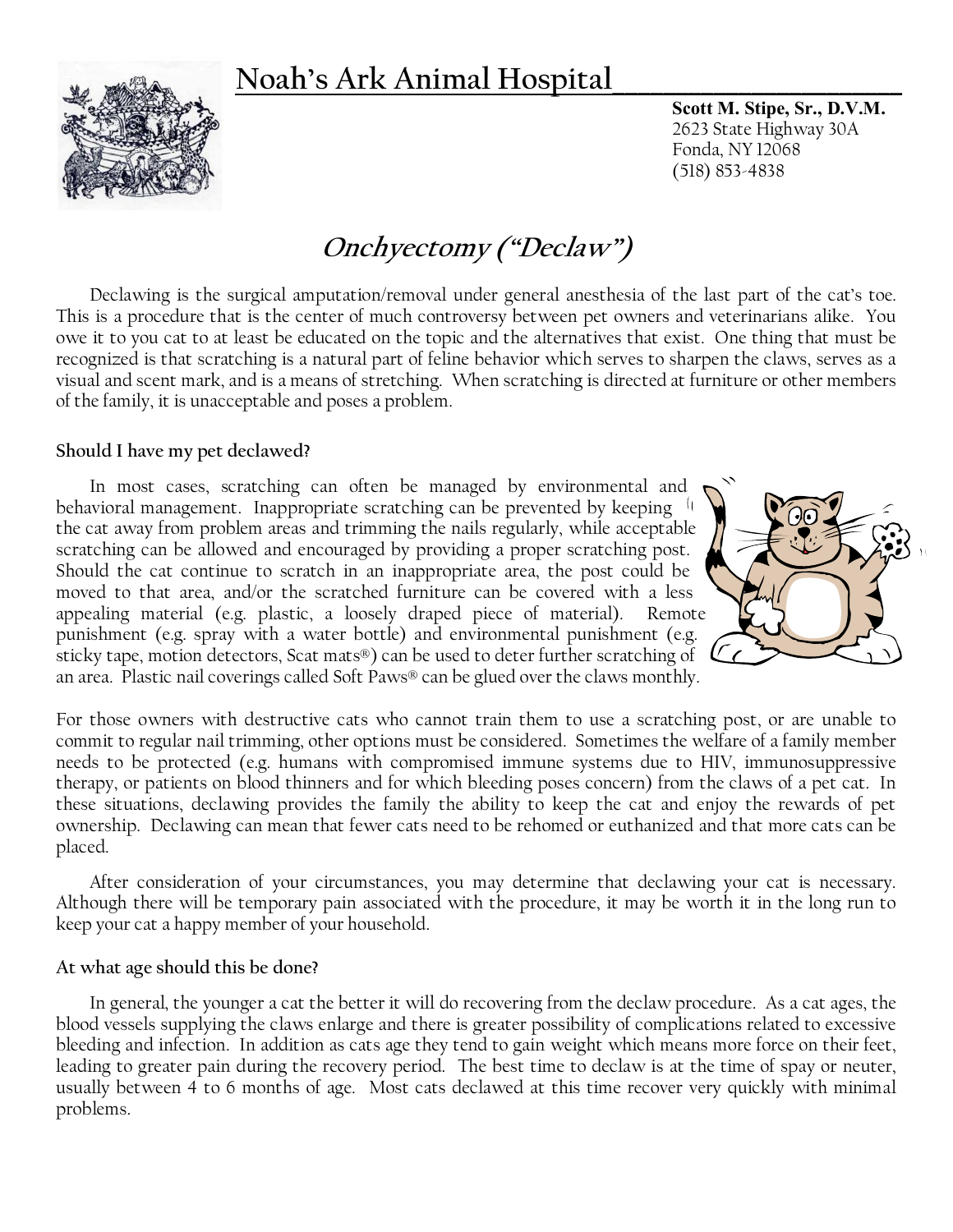# Noah's Ark Animal Hospital

**Scott M. Stipe, Sr., D.V.M.**
2623 State Highway 30A
Fonda, NY 12068
(518) 853-4838

## *Onchyectomy ("Declaw")*

Declawing is the surgical amputation/removal under general anesthesia of the last part of the cat's toe. This is a procedure that is the center of much controversy between pet owners and veterinarians alike. You owe it to you cat to at least be educated on the topic and the alternatives that exist. One thing that must be recognized is that scratching is a natural part of feline behavior which serves to sharpen the claws, serves as a visual and scent mark, and is a means of stretching. When scratching is directed at furniture or other members of the family, it is unacceptable and poses a problem.

### Should I have my pet declawed?

In most cases, scratching can often be managed by environmental and behavioral management. Inappropriate scratching can be prevented by keeping the cat away from problem areas and trimming the nails regularly, while acceptable scratching can be allowed and encouraged by providing a proper scratching post. Should the cat continue to scratch in an inappropriate area, the post could be moved to that area, and/or the scratched furniture can be covered with a less appealing material (e.g. plastic, a loosely draped piece of material). Remote punishment (e.g. spray with a water bottle) and environmental punishment (e.g. sticky tape, motion detectors, Scat mats®) can be used to deter further scratching of an area. Plastic nail coverings called Soft Paws® can be glued over the claws monthly.

For those owners with destructive cats who cannot train them to use a scratching post, or are unable to commit to regular nail trimming, other options must be considered. Sometimes the welfare of a family member needs to be protected (e.g. humans with compromised immune systems due to HIV, immunosuppressive therapy, or patients on blood thinners and for which bleeding poses concern) from the claws of a pet cat. In these situations, declawing provides the family the ability to keep the cat and enjoy the rewards of pet ownership. Declawing can mean that fewer cats need to be rehomed or euthanized and that more cats can be placed.

After consideration of your circumstances, you may determine that declawing your cat is necessary. Although there will be temporary pain associated with the procedure, it may be worth it in the long run to keep your cat a happy member of your household.

### At what age should this be done?

In general, the younger a cat the better it will do recovering from the declaw procedure. As a cat ages, the blood vessels supplying the claws enlarge and there is greater possibility of complications related to excessive bleeding and infection. In addition as cats age they tend to gain weight which means more force on their feet, leading to greater pain during the recovery period. The best time to declaw is at the time of spay or neuter, usually between 4 to 6 months of age. Most cats declawed at this time recover very quickly with minimal problems.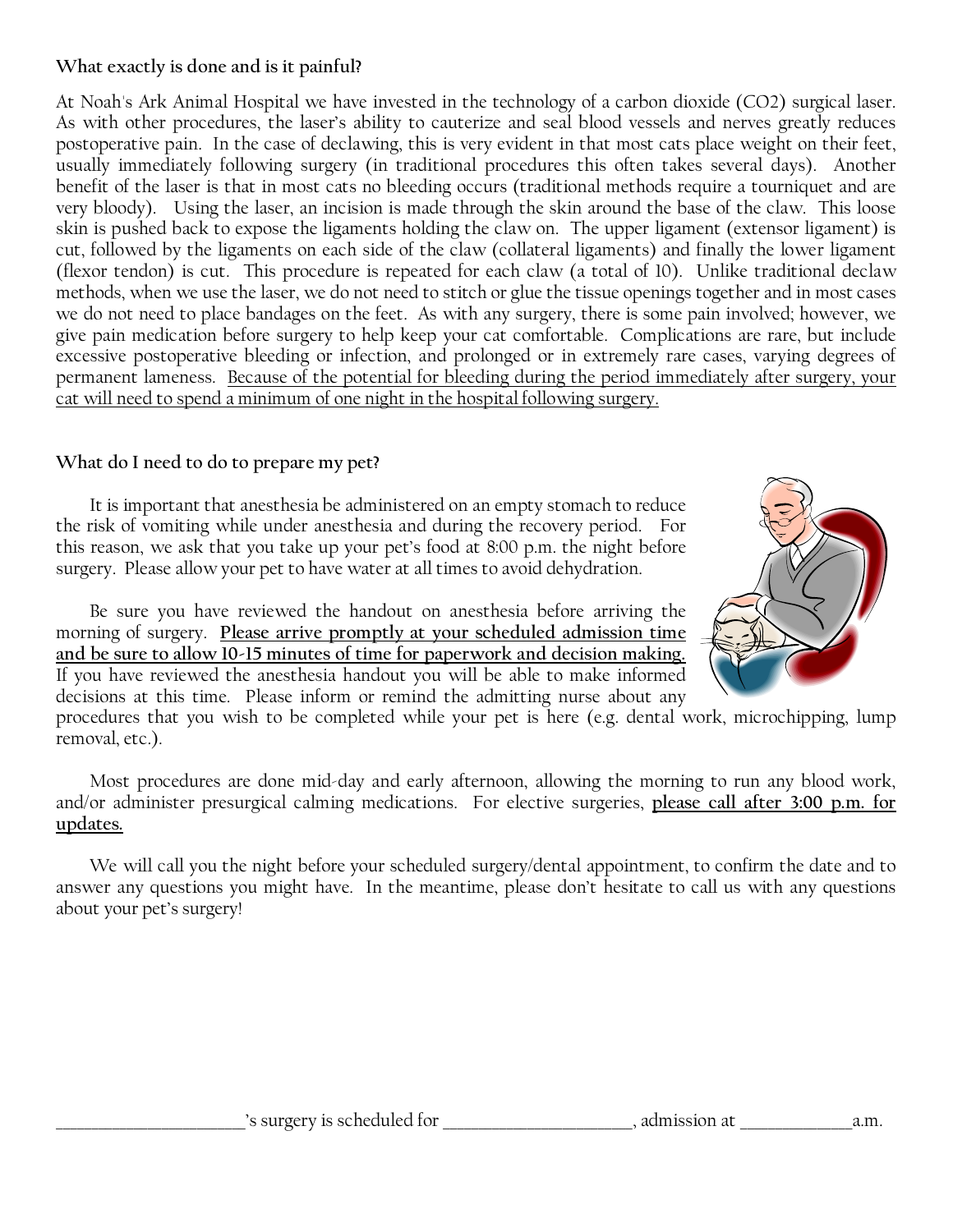**What exactly is done and is it painful?**

At Noah's Ark Animal Hospital we have invested in the technology of a carbon dioxide ($CO_2$) surgical laser. As with other procedures, the laser's ability to cauterize and seal blood vessels and nerves greatly reduces postoperative pain. In the case of declawing, this is very evident in that most cats place weight on their feet, usually immediately following surgery (in traditional procedures this often takes several days). Another benefit of the laser is that in most cats no bleeding occurs (traditional methods require a tourniquet and are very bloody). Using the laser, an incision is made through the skin around the base of the claw. This loose skin is pushed back to expose the ligaments holding the claw on. The upper ligament (extensor ligament) is cut, followed by the ligaments on each side of the claw (collateral ligaments) and finally the lower ligament (flexor tendon) is cut. This procedure is repeated for each claw (a total of 10). Unlike traditional declaw methods, when we use the laser, we do not need to stitch or glue the tissue openings together and in most cases we do not need to place bandages on the feet. As with any surgery, there is some pain involved; however, we give pain medication before surgery to help keep your cat comfortable. Complications are rare, but include excessive postoperative bleeding or infection, and prolonged or in extremely rare cases, varying degrees of permanent lameness. <u>Because of the potential for bleeding during the period immediately after surgery, your cat will need to spend a minimum of one night in the hospital following surgery.</u>

**What do I need to do to prepare my pet?**

It is important that anesthesia be administered on an empty stomach to reduce the risk of vomiting while under anesthesia and during the recovery period. For this reason, we ask that you take up your pet's food at 8:00 p.m. the night before surgery. Please allow your pet to have water at all times to avoid dehydration.

Be sure you have reviewed the handout on anesthesia before arriving the morning of surgery. **<u>Please arrive promptly at your scheduled admission time and be sure to allow 10-15 minutes of time for paperwork and decision making.</u>** If you have reviewed the anesthesia handout you will be able to make informed decisions at this time. Please inform or remind the admitting nurse about any procedures that you wish to be completed while your pet is here (e.g. dental work, microchipping, lump removal, etc.).

Most procedures are done mid-day and early afternoon, allowing the morning to run any blood work, and/or administer presurgical calming medications. For elective surgeries, **<u>please call after 3:00 p.m. for updates.</u>**

We will call you the night before your scheduled surgery/dental appointment, to confirm the date and to answer any questions you might have. In the meantime, please don't hesitate to call us with any questions about your pet's surgery!

______________________'s surgery is scheduled for _____________________, admission at ____________a.m.